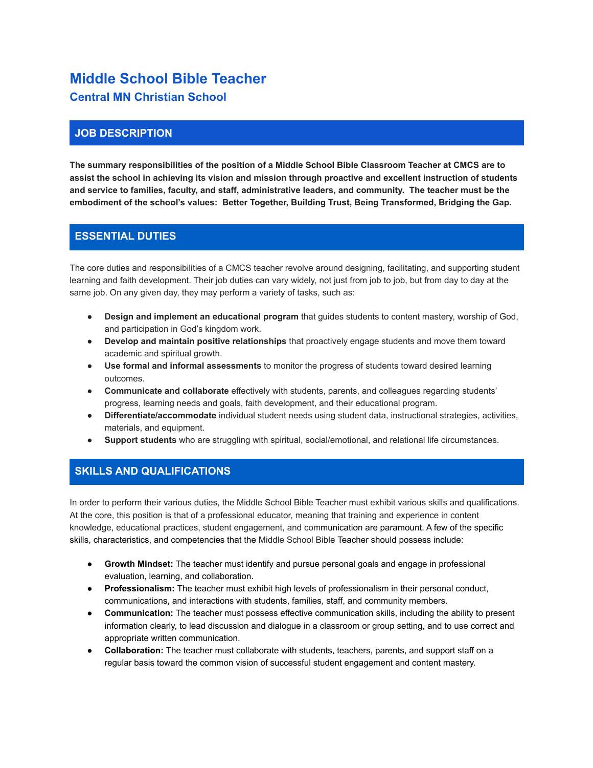# Middle School Bible Teacher

## Central MN Christian School

## JOB DESCRIPTION

**The summary responsibilities of the position of a Middle School Bible Classroom Teacher at CMCS are to assist the school in achieving its vision and mission through proactive and excellent instruction of students and service to families, faculty, and staff, administrative leaders, and community. The teacher must be the embodiment of the school's values: Better Together, Building Trust, Being Transformed, Bridging the Gap.**

## ESSENTIAL DUTIES

The core duties and responsibilities of a CMCS teacher revolve around designing, facilitating, and supporting student learning and faith development. Their job duties can vary widely, not just from job to job, but from day to day at the same job. On any given day, they may perform a variety of tasks, such as:

- **Design and implement an educational program** that guides students to content mastery, worship of God, and participation in God's kingdom work.
- **Develop and maintain positive relationships** that proactively engage students and move them toward academic and spiritual growth.
- **Use formal and informal assessments** to monitor the progress of students toward desired learning outcomes.
- **Communicate and collaborate** effectively with students, parents, and colleagues regarding students' progress, learning needs and goals, faith development, and their educational program.
- **Differentiate/accommodate** individual student needs using student data, instructional strategies, activities, materials, and equipment.
- **Support students** who are struggling with spiritual, social/emotional, and relational life circumstances.

## SKILLS AND QUALIFICATIONS

In order to perform their various duties, the Middle School Bible Teacher must exhibit various skills and qualifications. At the core, this position is that of a professional educator, meaning that training and experience in content knowledge, educational practices, student engagement, and communication are paramount. A few of the specific skills, characteristics, and competencies that the Middle School Bible Teacher should possess include:

- **Growth Mindset:** The teacher must identify and pursue personal goals and engage in professional evaluation, learning, and collaboration.
- **Professionalism:** The teacher must exhibit high levels of professionalism in their personal conduct, communications, and interactions with students, families, staff, and community members.
- **Communication:** The teacher must possess effective communication skills, including the ability to present information clearly, to lead discussion and dialogue in a classroom or group setting, and to use correct and appropriate written communication.
- **Collaboration:** The teacher must collaborate with students, teachers, parents, and support staff on a regular basis toward the common vision of successful student engagement and content mastery.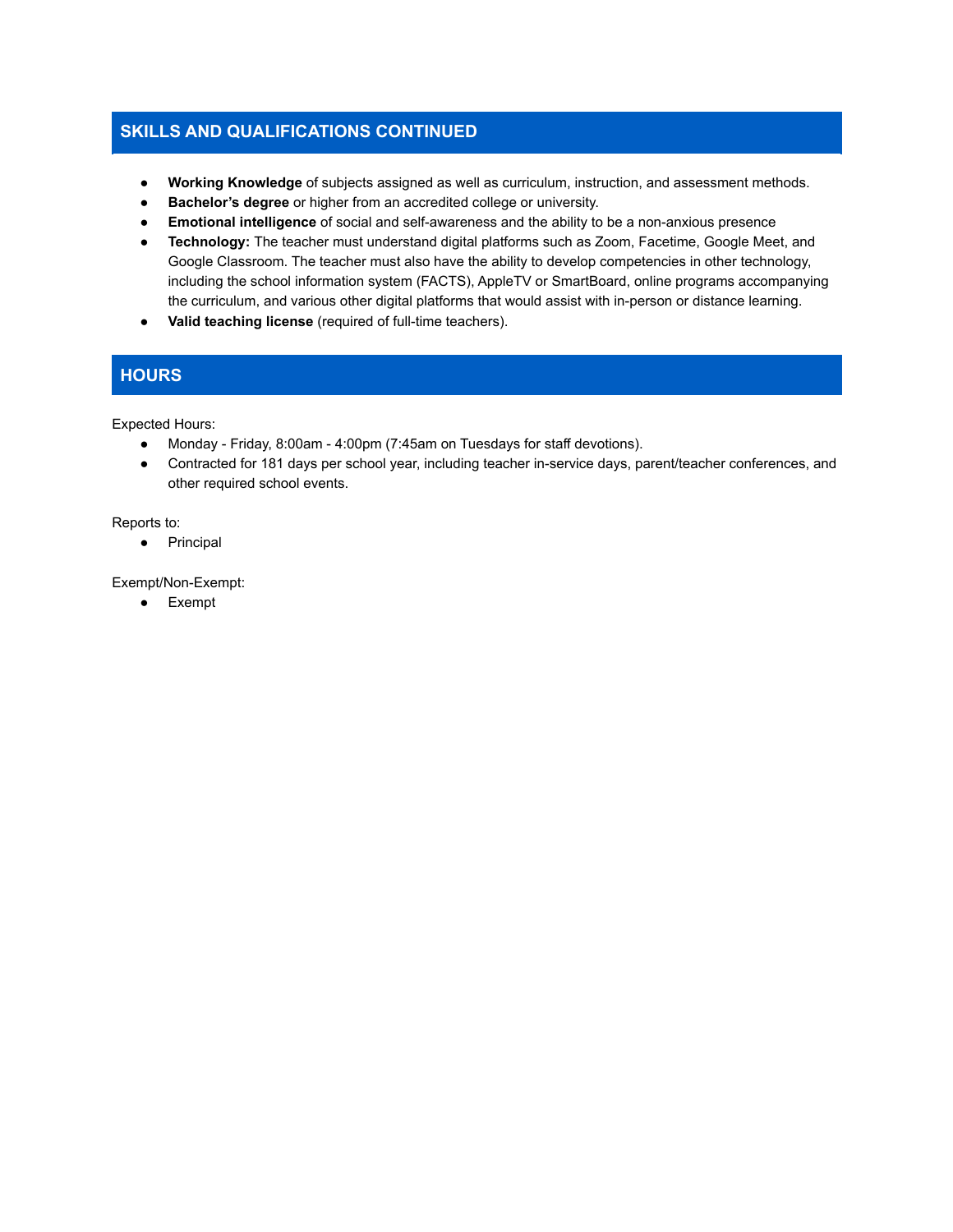## SKILLS AND QUALIFICATIONS CONTINUED

- **Working Knowledge** of subjects assigned as well as curriculum, instruction, and assessment methods.
- **Bachelor's degree** or higher from an accredited college or university.
- **Emotional intelligence** of social and self-awareness and the ability to be a non-anxious presence
- **Technology:** The teacher must understand digital platforms such as Zoom, Facetime, Google Meet, and Google Classroom. The teacher must also have the ability to develop competencies in other technology, including the school information system (FACTS), AppleTV or SmartBoard, online programs accompanying the curriculum, and various other digital platforms that would assist with in-person or distance learning.
- **Valid teaching license** (required of full-time teachers).

## HOURS

Expected Hours:

- Monday - Friday, 8:00am - 4:00pm (7:45am on Tuesdays for staff devotions).
- Contracted for 181 days per school year, including teacher in-service days, parent/teacher conferences, and other required school events.

Reports to:

- Principal

Exempt/Non-Exempt:

- Exempt